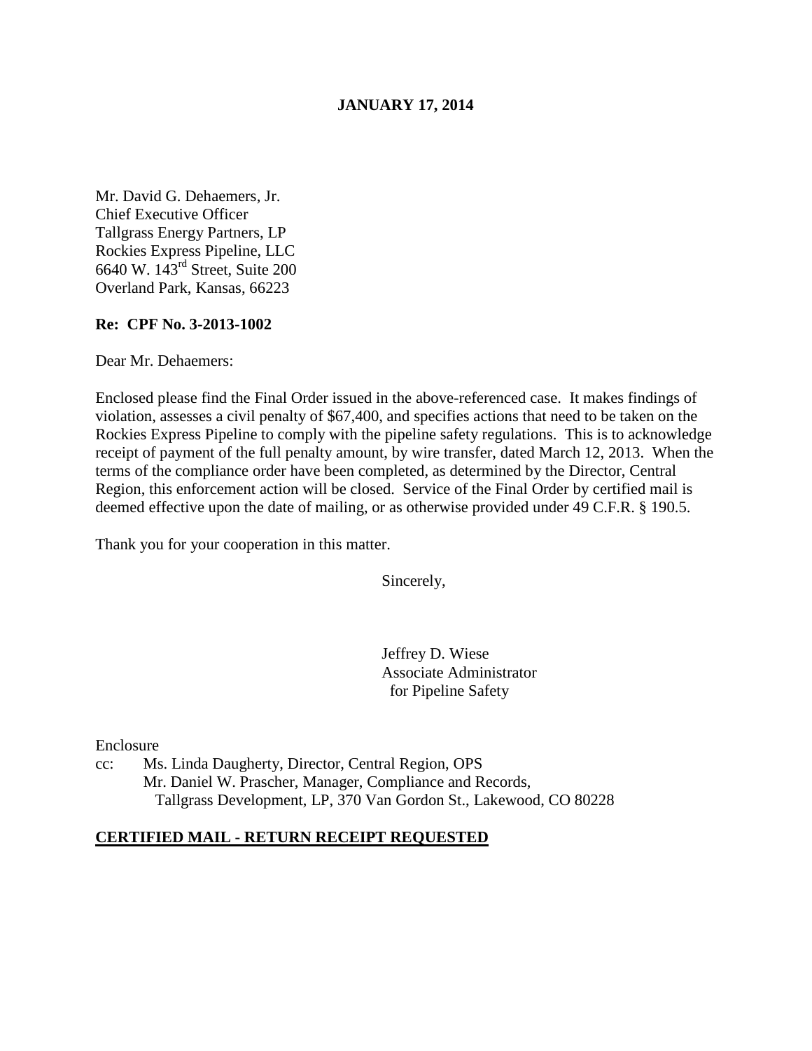**JANUARY 17, 2014**

Mr. David G. Dehaemers, Jr.
Chief Executive Officer
Tallgrass Energy Partners, LP
Rockies Express Pipeline, LLC
6640 W. 143rd Street, Suite 200
Overland Park, Kansas, 66223

**Re: CPF No. 3-2013-1002**

Dear Mr. Dehaemers:

Enclosed please find the Final Order issued in the above-referenced case. It makes findings of violation, assesses a civil penalty of $67,400, and specifies actions that need to be taken on the Rockies Express Pipeline to comply with the pipeline safety regulations. This is to acknowledge receipt of payment of the full penalty amount, by wire transfer, dated March 12, 2013. When the terms of the compliance order have been completed, as determined by the Director, Central Region, this enforcement action will be closed. Service of the Final Order by certified mail is deemed effective upon the date of mailing, or as otherwise provided under 49 C.F.R. § 190.5.

Thank you for your cooperation in this matter.

Sincerely,

Jeffrey D. Wiese
Associate Administrator
for Pipeline Safety

Enclosure

cc: Ms. Linda Daugherty, Director, Central Region, OPS
Mr. Daniel W. Prascher, Manager, Compliance and Records,
Tallgrass Development, LP, 370 Van Gordon St., Lakewood, CO 80228

**CERTIFIED MAIL - RETURN RECEIPT REQUESTED**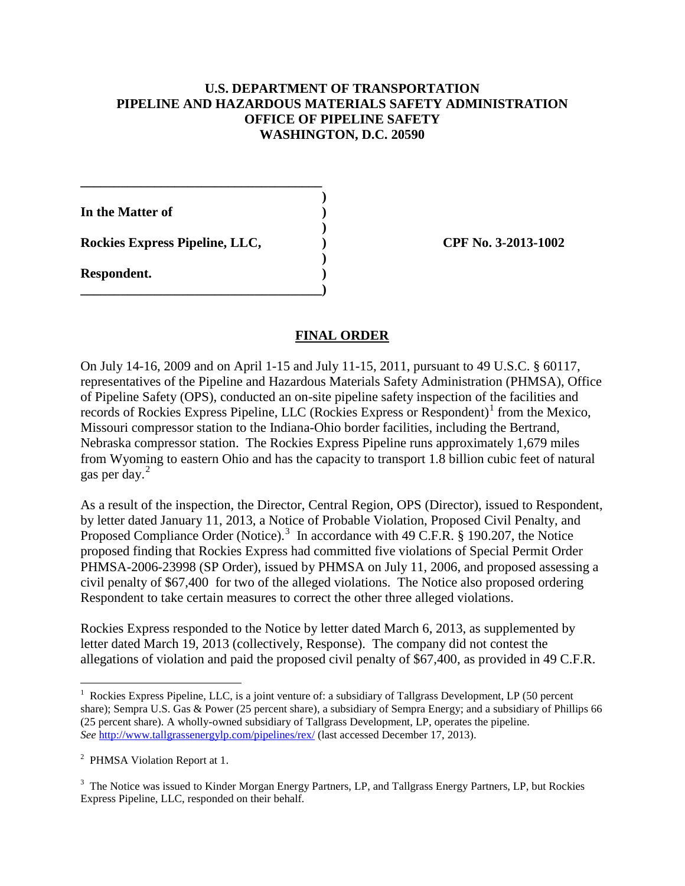**U.S. DEPARTMENT OF TRANSPORTATION**
**PIPELINE AND HAZARDOUS MATERIALS SAFETY ADMINISTRATION**
**OFFICE OF PIPELINE SAFETY**
**WASHINGTON, D.C. 20590**

| | |
|---|---|
| **In the Matter of** | |
| **Rockies Express Pipeline, LLC,** | **CPF No. 3-2013-1002** |
| **Respondent.** | |

## FINAL ORDER

On July 14-16, 2009 and on April 1-15 and July 11-15, 2011, pursuant to 49 U.S.C. § 60117, representatives of the Pipeline and Hazardous Materials Safety Administration (PHMSA), Office of Pipeline Safety (OPS), conducted an on-site pipeline safety inspection of the facilities and records of Rockies Express Pipeline, LLC (Rockies Express or Respondent)[1] from the Mexico, Missouri compressor station to the Indiana-Ohio border facilities, including the Bertrand, Nebraska compressor station. The Rockies Express Pipeline runs approximately 1,679 miles from Wyoming to eastern Ohio and has the capacity to transport 1.8 billion cubic feet of natural gas per day.[2]

As a result of the inspection, the Director, Central Region, OPS (Director), issued to Respondent, by letter dated January 11, 2013, a Notice of Probable Violation, Proposed Civil Penalty, and Proposed Compliance Order (Notice).[3] In accordance with 49 C.F.R. § 190.207, the Notice proposed finding that Rockies Express had committed five violations of Special Permit Order PHMSA-2006-23998 (SP Order), issued by PHMSA on July 11, 2006, and proposed assessing a civil penalty of $67,400 for two of the alleged violations. The Notice also proposed ordering Respondent to take certain measures to correct the other three alleged violations.

Rockies Express responded to the Notice by letter dated March 6, 2013, as supplemented by letter dated March 19, 2013 (collectively, Response). The company did not contest the allegations of violation and paid the proposed civil penalty of $67,400, as provided in 49 C.F.R.

---

[1] Rockies Express Pipeline, LLC, is a joint venture of: a subsidiary of Tallgrass Development, LP (50 percent share); Sempra U.S. Gas & Power (25 percent share), a subsidiary of Sempra Energy; and a subsidiary of Phillips 66 (25 percent share). A wholly-owned subsidiary of Tallgrass Development, LP, operates the pipeline. *See* http://www.tallgrassenergylp.com/pipelines/rex/ (last accessed December 17, 2013).

[2] PHMSA Violation Report at 1.

[3] The Notice was issued to Kinder Morgan Energy Partners, LP, and Tallgrass Energy Partners, LP, but Rockies Express Pipeline, LLC, responded on their behalf.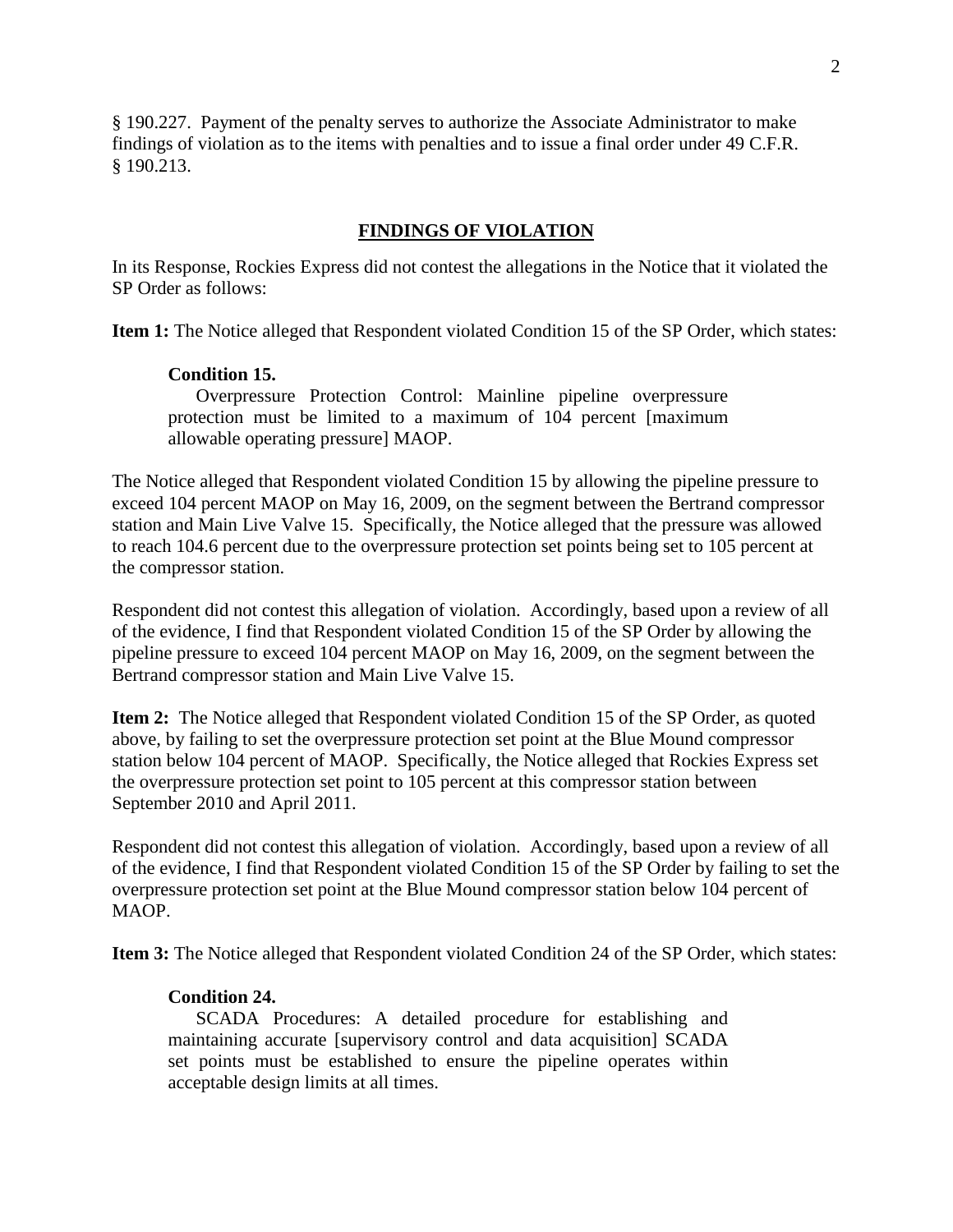§ 190.227. Payment of the penalty serves to authorize the Associate Administrator to make findings of violation as to the items with penalties and to issue a final order under 49 C.F.R. § 190.213.

## FINDINGS OF VIOLATION

In its Response, Rockies Express did not contest the allegations in the Notice that it violated the SP Order as follows:

**Item 1:** The Notice alleged that Respondent violated Condition 15 of the SP Order, which states:

> **Condition 15.**
>
> Overpressure Protection Control: Mainline pipeline overpressure protection must be limited to a maximum of 104 percent [maximum allowable operating pressure] MAOP.

The Notice alleged that Respondent violated Condition 15 by allowing the pipeline pressure to exceed 104 percent MAOP on May 16, 2009, on the segment between the Bertrand compressor station and Main Live Valve 15. Specifically, the Notice alleged that the pressure was allowed to reach 104.6 percent due to the overpressure protection set points being set to 105 percent at the compressor station.

Respondent did not contest this allegation of violation. Accordingly, based upon a review of all of the evidence, I find that Respondent violated Condition 15 of the SP Order by allowing the pipeline pressure to exceed 104 percent MAOP on May 16, 2009, on the segment between the Bertrand compressor station and Main Live Valve 15.

**Item 2:** The Notice alleged that Respondent violated Condition 15 of the SP Order, as quoted above, by failing to set the overpressure protection set point at the Blue Mound compressor station below 104 percent of MAOP. Specifically, the Notice alleged that Rockies Express set the overpressure protection set point to 105 percent at this compressor station between September 2010 and April 2011.

Respondent did not contest this allegation of violation. Accordingly, based upon a review of all of the evidence, I find that Respondent violated Condition 15 of the SP Order by failing to set the overpressure protection set point at the Blue Mound compressor station below 104 percent of MAOP.

**Item 3:** The Notice alleged that Respondent violated Condition 24 of the SP Order, which states:

> **Condition 24.**
>
> SCADA Procedures: A detailed procedure for establishing and maintaining accurate [supervisory control and data acquisition] SCADA set points must be established to ensure the pipeline operates within acceptable design limits at all times.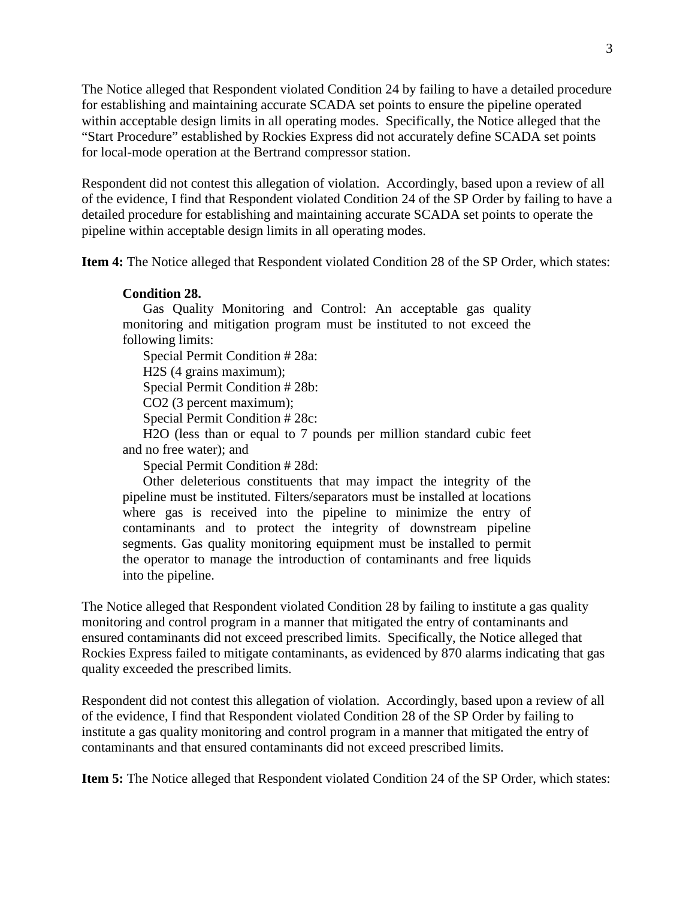The Notice alleged that Respondent violated Condition 24 by failing to have a detailed procedure for establishing and maintaining accurate SCADA set points to ensure the pipeline operated within acceptable design limits in all operating modes. Specifically, the Notice alleged that the "Start Procedure" established by Rockies Express did not accurately define SCADA set points for local-mode operation at the Bertrand compressor station.

Respondent did not contest this allegation of violation. Accordingly, based upon a review of all of the evidence, I find that Respondent violated Condition 24 of the SP Order by failing to have a detailed procedure for establishing and maintaining accurate SCADA set points to operate the pipeline within acceptable design limits in all operating modes.

**Item 4:** The Notice alleged that Respondent violated Condition 28 of the SP Order, which states:

> **Condition 28.**
>
> Gas Quality Monitoring and Control: An acceptable gas quality monitoring and mitigation program must be instituted to not exceed the following limits:
>
> Special Permit Condition # 28a:
>
> $H_2S$ (4 grains maximum);
>
> Special Permit Condition # 28b:
>
> $CO_2$ (3 percent maximum);
>
> Special Permit Condition # 28c:
>
> $H_2O$ (less than or equal to 7 pounds per million standard cubic feet and no free water); and
>
> Special Permit Condition # 28d:
>
> Other deleterious constituents that may impact the integrity of the pipeline must be instituted. Filters/separators must be installed at locations where gas is received into the pipeline to minimize the entry of contaminants and to protect the integrity of downstream pipeline segments. Gas quality monitoring equipment must be installed to permit the operator to manage the introduction of contaminants and free liquids into the pipeline.

The Notice alleged that Respondent violated Condition 28 by failing to institute a gas quality monitoring and control program in a manner that mitigated the entry of contaminants and ensured contaminants did not exceed prescribed limits. Specifically, the Notice alleged that Rockies Express failed to mitigate contaminants, as evidenced by 870 alarms indicating that gas quality exceeded the prescribed limits.

Respondent did not contest this allegation of violation. Accordingly, based upon a review of all of the evidence, I find that Respondent violated Condition 28 of the SP Order by failing to institute a gas quality monitoring and control program in a manner that mitigated the entry of contaminants and that ensured contaminants did not exceed prescribed limits.

**Item 5:** The Notice alleged that Respondent violated Condition 24 of the SP Order, which states: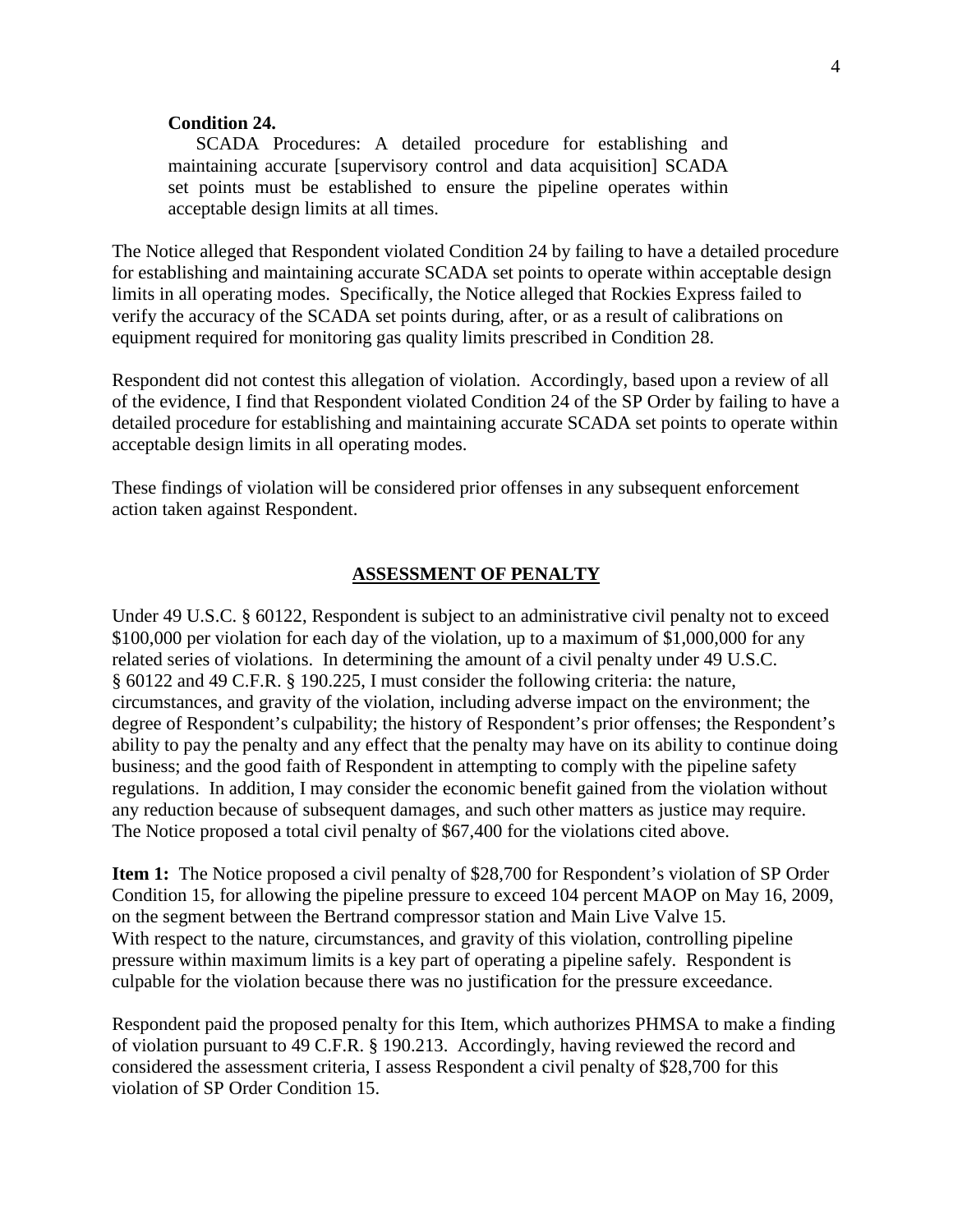**Condition 24.**

> SCADA Procedures: A detailed procedure for establishing and maintaining accurate [supervisory control and data acquisition] SCADA set points must be established to ensure the pipeline operates within acceptable design limits at all times.

The Notice alleged that Respondent violated Condition 24 by failing to have a detailed procedure for establishing and maintaining accurate SCADA set points to operate within acceptable design limits in all operating modes. Specifically, the Notice alleged that Rockies Express failed to verify the accuracy of the SCADA set points during, after, or as a result of calibrations on equipment required for monitoring gas quality limits prescribed in Condition 28.

Respondent did not contest this allegation of violation. Accordingly, based upon a review of all of the evidence, I find that Respondent violated Condition 24 of the SP Order by failing to have a detailed procedure for establishing and maintaining accurate SCADA set points to operate within acceptable design limits in all operating modes.

These findings of violation will be considered prior offenses in any subsequent enforcement action taken against Respondent.

## ASSESSMENT OF PENALTY

Under 49 U.S.C. § 60122, Respondent is subject to an administrative civil penalty not to exceed $100,000 per violation for each day of the violation, up to a maximum of $1,000,000 for any related series of violations. In determining the amount of a civil penalty under 49 U.S.C. § 60122 and 49 C.F.R. § 190.225, I must consider the following criteria: the nature, circumstances, and gravity of the violation, including adverse impact on the environment; the degree of Respondent's culpability; the history of Respondent's prior offenses; the Respondent's ability to pay the penalty and any effect that the penalty may have on its ability to continue doing business; and the good faith of Respondent in attempting to comply with the pipeline safety regulations. In addition, I may consider the economic benefit gained from the violation without any reduction because of subsequent damages, and such other matters as justice may require. The Notice proposed a total civil penalty of $67,400 for the violations cited above.

**Item 1:** The Notice proposed a civil penalty of $28,700 for Respondent's violation of SP Order Condition 15, for allowing the pipeline pressure to exceed 104 percent MAOP on May 16, 2009, on the segment between the Bertrand compressor station and Main Live Valve 15. With respect to the nature, circumstances, and gravity of this violation, controlling pipeline pressure within maximum limits is a key part of operating a pipeline safely. Respondent is culpable for the violation because there was no justification for the pressure exceedance.

Respondent paid the proposed penalty for this Item, which authorizes PHMSA to make a finding of violation pursuant to 49 C.F.R. § 190.213. Accordingly, having reviewed the record and considered the assessment criteria, I assess Respondent a civil penalty of $28,700 for this violation of SP Order Condition 15.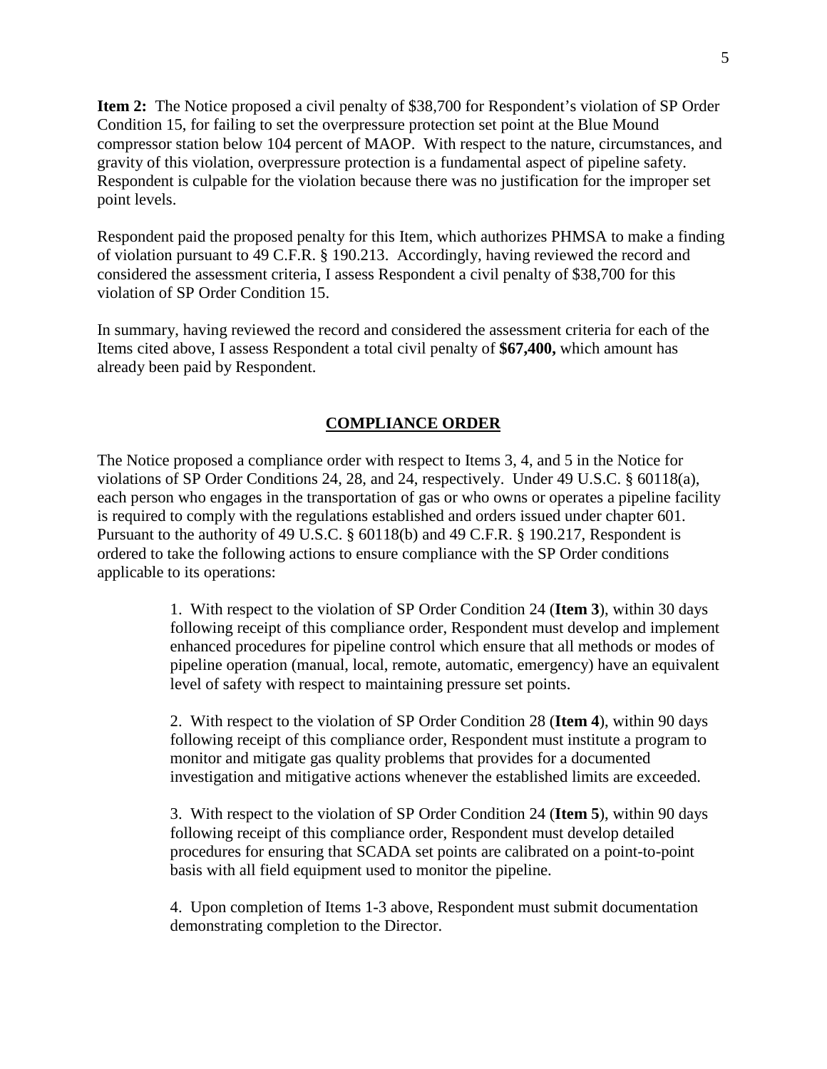**Item 2:** The Notice proposed a civil penalty of $38,700 for Respondent's violation of SP Order Condition 15, for failing to set the overpressure protection set point at the Blue Mound compressor station below 104 percent of MAOP. With respect to the nature, circumstances, and gravity of this violation, overpressure protection is a fundamental aspect of pipeline safety. Respondent is culpable for the violation because there was no justification for the improper set point levels.

Respondent paid the proposed penalty for this Item, which authorizes PHMSA to make a finding of violation pursuant to 49 C.F.R. § 190.213. Accordingly, having reviewed the record and considered the assessment criteria, I assess Respondent a civil penalty of $38,700 for this violation of SP Order Condition 15.

In summary, having reviewed the record and considered the assessment criteria for each of the Items cited above, I assess Respondent a total civil penalty of **$67,400,** which amount has already been paid by Respondent.

## COMPLIANCE ORDER

The Notice proposed a compliance order with respect to Items 3, 4, and 5 in the Notice for violations of SP Order Conditions 24, 28, and 24, respectively. Under 49 U.S.C. § 60118(a), each person who engages in the transportation of gas or who owns or operates a pipeline facility is required to comply with the regulations established and orders issued under chapter 601. Pursuant to the authority of 49 U.S.C. § 60118(b) and 49 C.F.R. § 190.217, Respondent is ordered to take the following actions to ensure compliance with the SP Order conditions applicable to its operations:

> 1. With respect to the violation of SP Order Condition 24 (**Item 3**), within 30 days following receipt of this compliance order, Respondent must develop and implement enhanced procedures for pipeline control which ensure that all methods or modes of pipeline operation (manual, local, remote, automatic, emergency) have an equivalent level of safety with respect to maintaining pressure set points.
>
> 2. With respect to the violation of SP Order Condition 28 (**Item 4**), within 90 days following receipt of this compliance order, Respondent must institute a program to monitor and mitigate gas quality problems that provides for a documented investigation and mitigative actions whenever the established limits are exceeded.
>
> 3. With respect to the violation of SP Order Condition 24 (**Item 5**), within 90 days following receipt of this compliance order, Respondent must develop detailed procedures for ensuring that SCADA set points are calibrated on a point-to-point basis with all field equipment used to monitor the pipeline.
>
> 4. Upon completion of Items 1-3 above, Respondent must submit documentation demonstrating completion to the Director.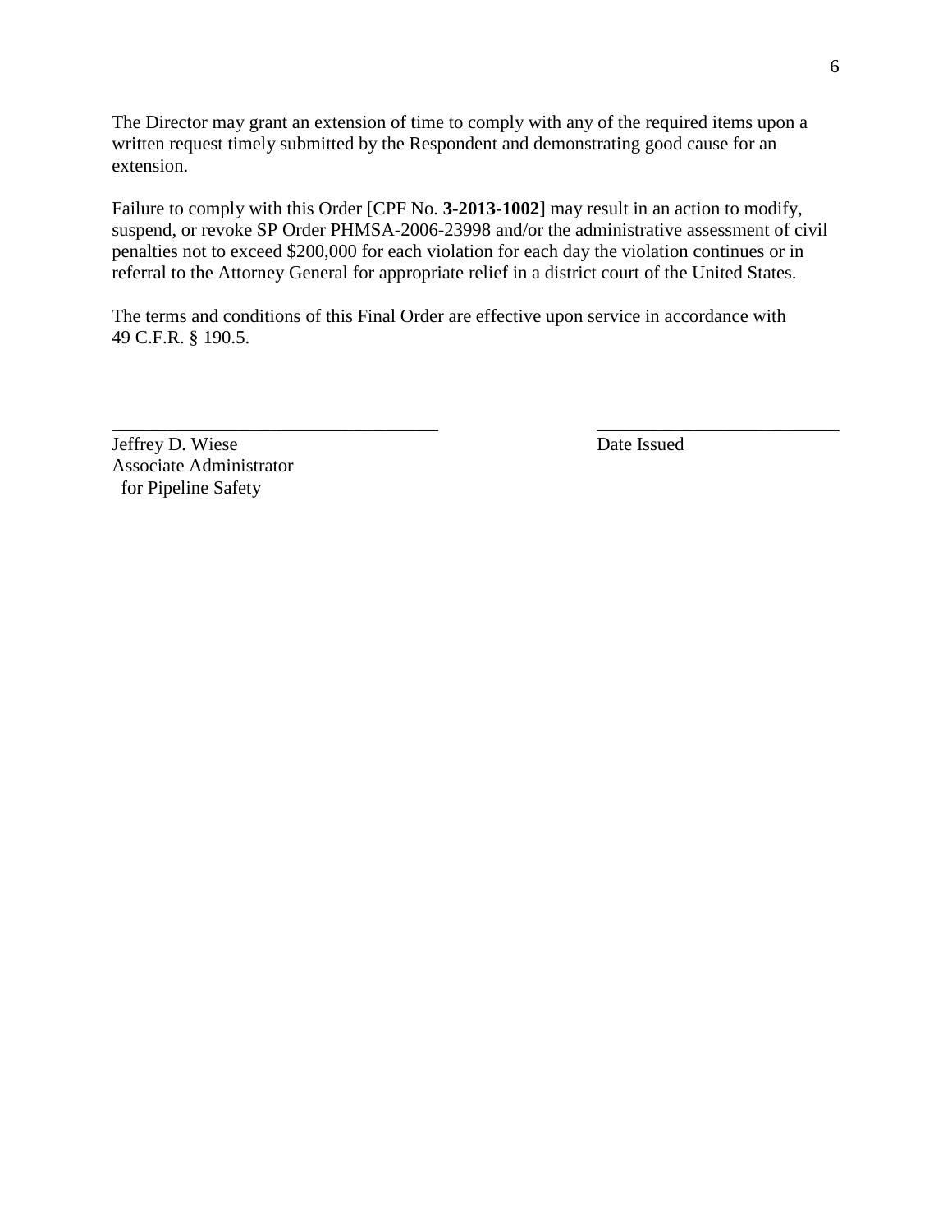The Director may grant an extension of time to comply with any of the required items upon a written request timely submitted by the Respondent and demonstrating good cause for an extension.

Failure to comply with this Order [CPF No. **3-2013-1002**] may result in an action to modify, suspend, or revoke SP Order PHMSA-2006-23998 and/or the administrative assessment of civil penalties not to exceed $200,000 for each violation for each day the violation continues or in referral to the Attorney General for appropriate relief in a district court of the United States.

The terms and conditions of this Final Order are effective upon service in accordance with 49 C.F.R. § 190.5.

\_\_\_\_\_\_\_\_\_\_\_\_\_\_\_\_\_\_\_\_\_\_\_\_\_\_\_\_\_\_\_\_\_\_\_\_
Jeffrey D. Wiese
Associate Administrator
for Pipeline Safety

\_\_\_\_\_\_\_\_\_\_\_\_\_\_\_\_\_\_\_\_\_\_\_\_\_\_\_
Date Issued